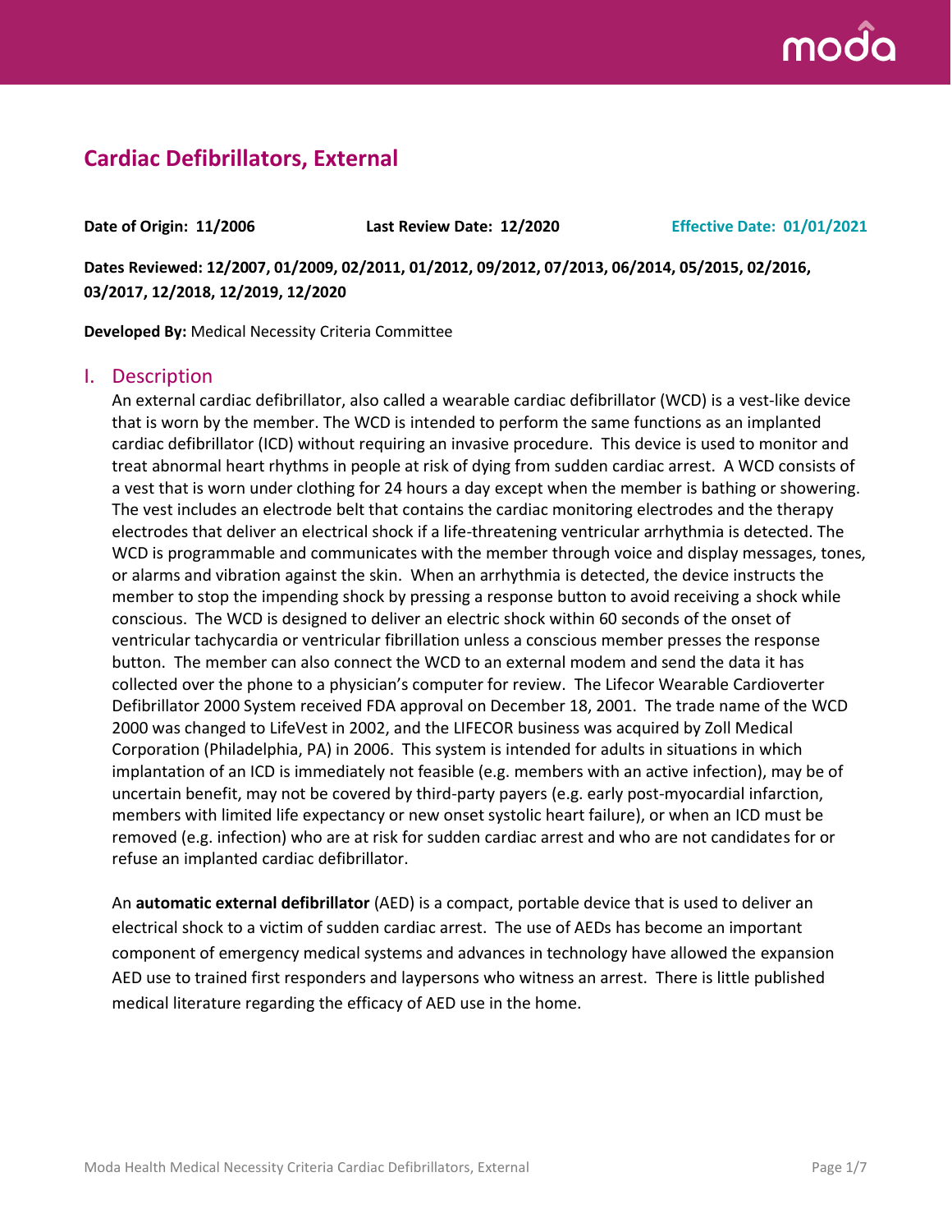# Cardiac Defibrillators, External

**Date of Origin: 11/2006** **Last Review Date: 12/2020** **Effective Date: 01/01/2021**

**Dates Reviewed: 12/2007, 01/2009, 02/2011, 01/2012, 09/2012, 07/2013, 06/2014, 05/2015, 02/2016, 03/2017, 12/2018, 12/2019, 12/2020**

**Developed By:** Medical Necessity Criteria Committee

## I. Description

An external cardiac defibrillator, also called a wearable cardiac defibrillator (WCD) is a vest-like device that is worn by the member. The WCD is intended to perform the same functions as an implanted cardiac defibrillator (ICD) without requiring an invasive procedure. This device is used to monitor and treat abnormal heart rhythms in people at risk of dying from sudden cardiac arrest. A WCD consists of a vest that is worn under clothing for 24 hours a day except when the member is bathing or showering. The vest includes an electrode belt that contains the cardiac monitoring electrodes and the therapy electrodes that deliver an electrical shock if a life-threatening ventricular arrhythmia is detected. The WCD is programmable and communicates with the member through voice and display messages, tones, or alarms and vibration against the skin. When an arrhythmia is detected, the device instructs the member to stop the impending shock by pressing a response button to avoid receiving a shock while conscious. The WCD is designed to deliver an electric shock within 60 seconds of the onset of ventricular tachycardia or ventricular fibrillation unless a conscious member presses the response button. The member can also connect the WCD to an external modem and send the data it has collected over the phone to a physician's computer for review. The Lifecor Wearable Cardioverter Defibrillator 2000 System received FDA approval on December 18, 2001. The trade name of the WCD 2000 was changed to LifeVest in 2002, and the LIFECOR business was acquired by Zoll Medical Corporation (Philadelphia, PA) in 2006. This system is intended for adults in situations in which implantation of an ICD is immediately not feasible (e.g. members with an active infection), may be of uncertain benefit, may not be covered by third-party payers (e.g. early post-myocardial infarction, members with limited life expectancy or new onset systolic heart failure), or when an ICD must be removed (e.g. infection) who are at risk for sudden cardiac arrest and who are not candidates for or refuse an implanted cardiac defibrillator.

An **automatic external defibrillator** (AED) is a compact, portable device that is used to deliver an electrical shock to a victim of sudden cardiac arrest. The use of AEDs has become an important component of emergency medical systems and advances in technology have allowed the expansion AED use to trained first responders and laypersons who witness an arrest. There is little published medical literature regarding the efficacy of AED use in the home.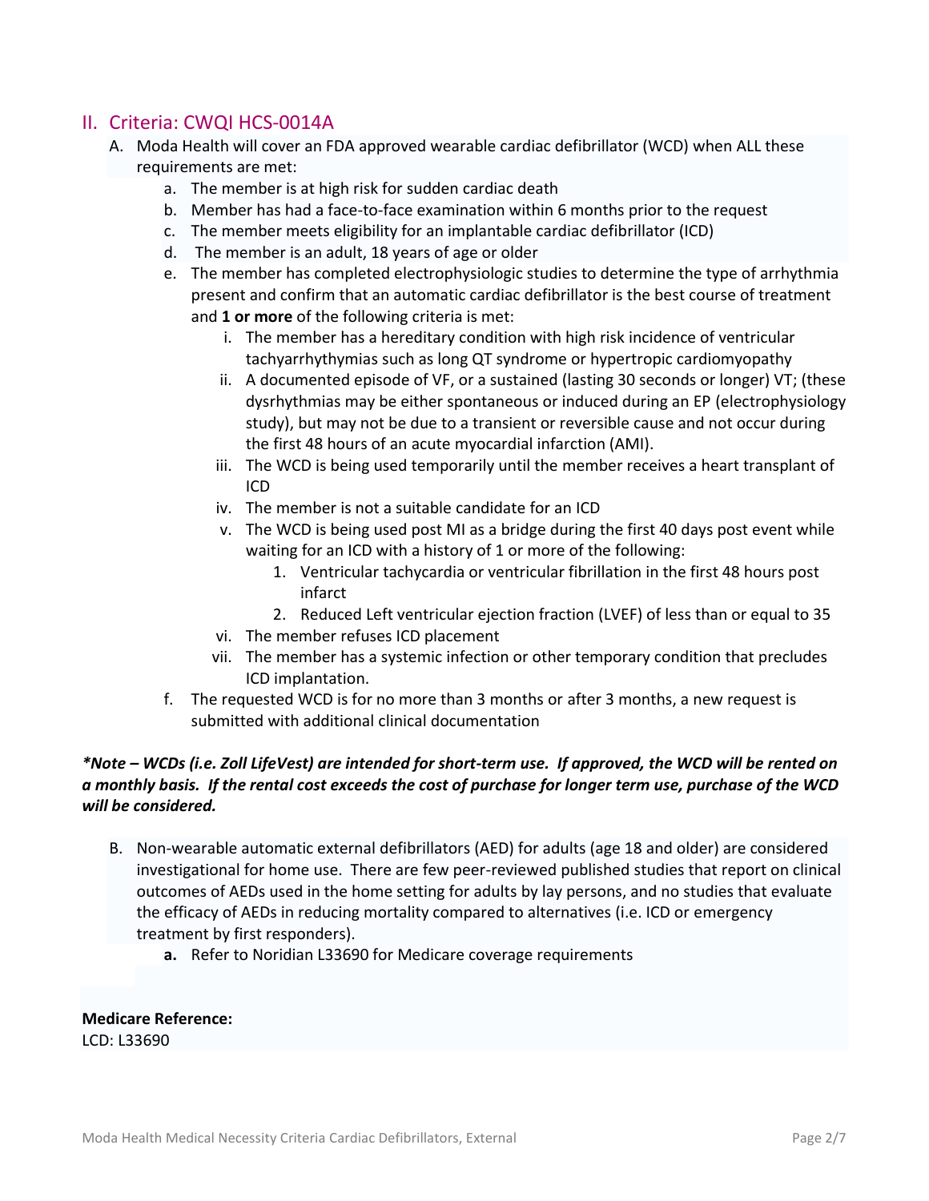## II. Criteria: CWQI HCS-0014A

A. Moda Health will cover an FDA approved wearable cardiac defibrillator (WCD) when ALL these requirements are met:

   a. The member is at high risk for sudden cardiac death
   
   b. Member has had a face-to-face examination within 6 months prior to the request
   
   c. The member meets eligibility for an implantable cardiac defibrillator (ICD)
   
   d. The member is an adult, 18 years of age or older
   
   e. The member has completed electrophysiologic studies to determine the type of arrhythmia present and confirm that an automatic cardiac defibrillator is the best course of treatment and **1 or more** of the following criteria is met:
   
      i. The member has a hereditary condition with high risk incidence of ventricular tachyarrhythymias such as long QT syndrome or hypertropic cardiomyopathy
      
      ii. A documented episode of VF, or a sustained (lasting 30 seconds or longer) VT; (these dysrhythmias may be either spontaneous or induced during an EP (electrophysiology study), but may not be due to a transient or reversible cause and not occur during the first 48 hours of an acute myocardial infarction (AMI).
      
      iii. The WCD is being used temporarily until the member receives a heart transplant of ICD
      
      iv. The member is not a suitable candidate for an ICD
      
      v. The WCD is being used post MI as a bridge during the first 40 days post event while waiting for an ICD with a history of 1 or more of the following:
      
         1. Ventricular tachycardia or ventricular fibrillation in the first 48 hours post infarct
         2. Reduced Left ventricular ejection fraction (LVEF) of less than or equal to 35
         
      vi. The member refuses ICD placement
      
      vii. The member has a systemic infection or other temporary condition that precludes ICD implantation.
      
   f. The requested WCD is for no more than 3 months or after 3 months, a new request is submitted with additional clinical documentation

***Note – WCDs (i.e. Zoll LifeVest) are intended for short-term use. If approved, the WCD will be rented on a monthly basis. If the rental cost exceeds the cost of purchase for longer term use, purchase of the WCD will be considered.***

B. Non-wearable automatic external defibrillators (AED) for adults (age 18 and older) are considered investigational for home use. There are few peer-reviewed published studies that report on clinical outcomes of AEDs used in the home setting for adults by lay persons, and no studies that evaluate the efficacy of AEDs in reducing mortality compared to alternatives (i.e. ICD or emergency treatment by first responders).

   **a.** Refer to Noridian L33690 for Medicare coverage requirements

**Medicare Reference:**
LCD: L33690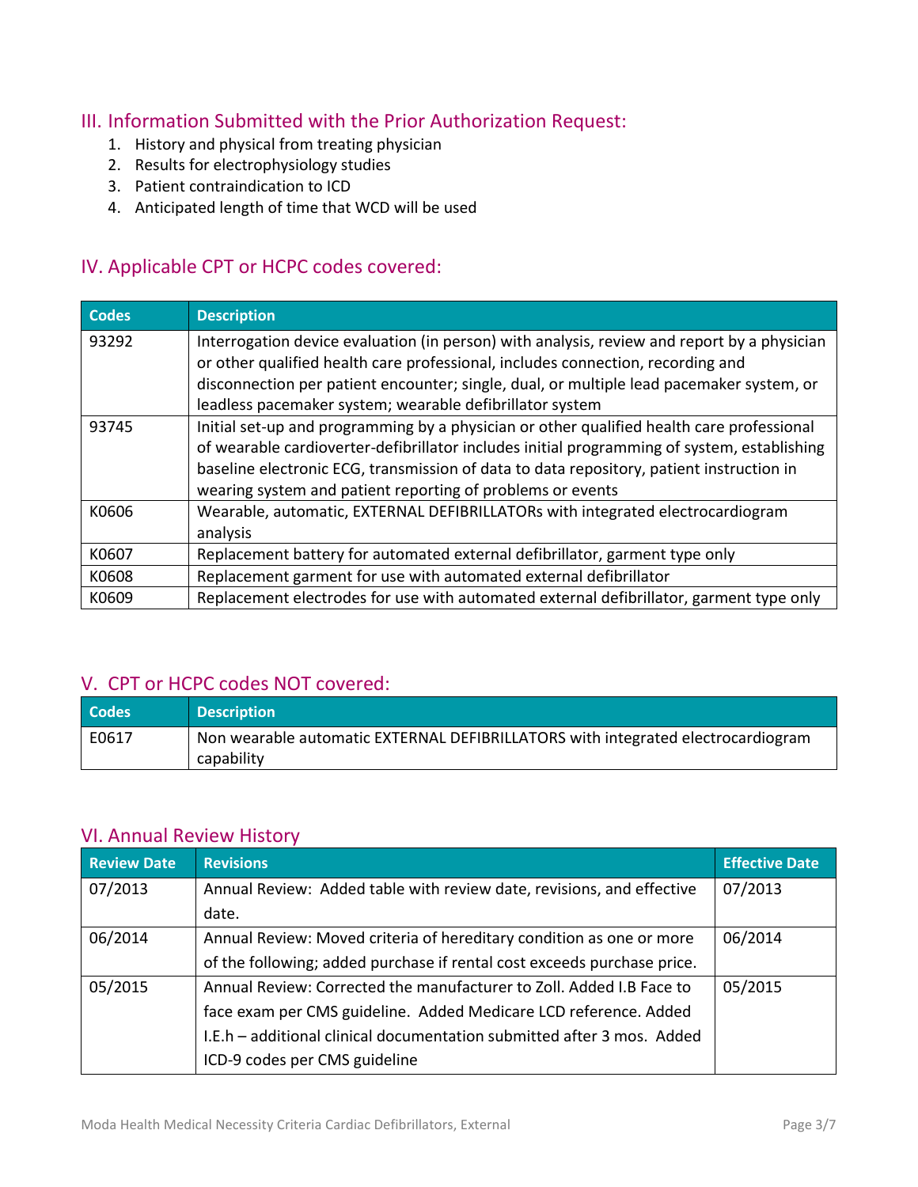## III. Information Submitted with the Prior Authorization Request:

1. History and physical from treating physician
2. Results for electrophysiology studies
3. Patient contraindication to ICD
4. Anticipated length of time that WCD will be used

## IV. Applicable CPT or HCPC codes covered:

| Codes | Description |
|---|---|
| 93292 | Interrogation device evaluation (in person) with analysis, review and report by a physician or other qualified health care professional, includes connection, recording and disconnection per patient encounter; single, dual, or multiple lead pacemaker system, or leadless pacemaker system; wearable defibrillator system |
| 93745 | Initial set-up and programming by a physician or other qualified health care professional of wearable cardioverter-defibrillator includes initial programming of system, establishing baseline electronic ECG, transmission of data to data repository, patient instruction in wearing system and patient reporting of problems or events |
| K0606 | Wearable, automatic, EXTERNAL DEFIBRILLATORs with integrated electrocardiogram analysis |
| K0607 | Replacement battery for automated external defibrillator, garment type only |
| K0608 | Replacement garment for use with automated external defibrillator |
| K0609 | Replacement electrodes for use with automated external defibrillator, garment type only |

## V. CPT or HCPC codes NOT covered:

| Codes | Description |
|---|---|
| E0617 | Non wearable automatic EXTERNAL DEFIBRILLATORS with integrated electrocardiogram capability |

## VI. Annual Review History

| Review Date | Revisions | Effective Date |
|---|---|---|
| 07/2013 | Annual Review: Added table with review date, revisions, and effective date. | 07/2013 |
| 06/2014 | Annual Review: Moved criteria of hereditary condition as one or more of the following; added purchase if rental cost exceeds purchase price. | 06/2014 |
| 05/2015 | Annual Review: Corrected the manufacturer to Zoll. Added I.B Face to face exam per CMS guideline. Added Medicare LCD reference. Added I.E.h – additional clinical documentation submitted after 3 mos. Added ICD-9 codes per CMS guideline | 05/2015 |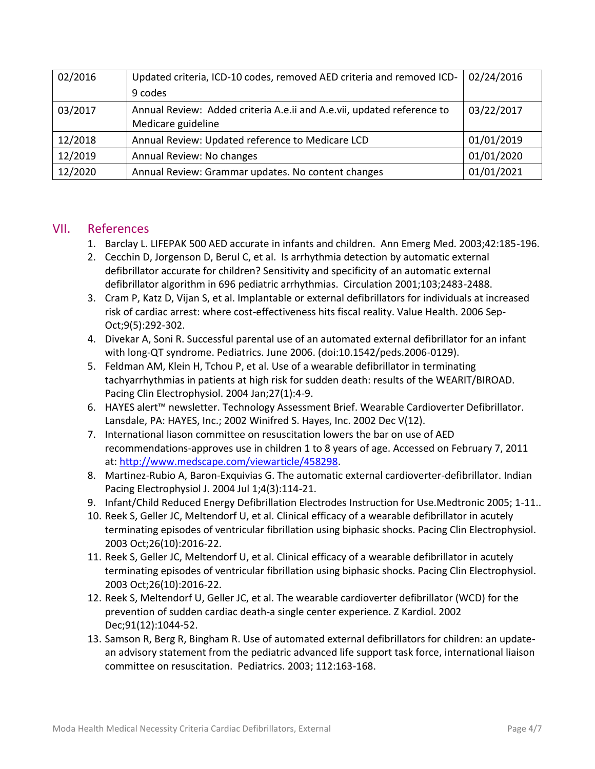| 02/2016 | Updated criteria, ICD-10 codes, removed AED criteria and removed ICD-9 codes | 02/24/2016 |
|---|---|---|
| 03/2017 | Annual Review: Added criteria A.e.ii and A.e.vii, updated reference to Medicare guideline | 03/22/2017 |
| 12/2018 | Annual Review: Updated reference to Medicare LCD | 01/01/2019 |
| 12/2019 | Annual Review: No changes | 01/01/2020 |
| 12/2020 | Annual Review: Grammar updates. No content changes | 01/01/2021 |

## VII. References

1. Barclay L. LIFEPAK 500 AED accurate in infants and children. Ann Emerg Med. 2003;42:185-196.
2. Cecchin D, Jorgenson D, Berul C, et al. Is arrhythmia detection by automatic external defibrillator accurate for children? Sensitivity and specificity of an automatic external defibrillator algorithm in 696 pediatric arrhythmias. Circulation 2001;103;2483-2488.
3. Cram P, Katz D, Vijan S, et al. Implantable or external defibrillators for individuals at increased risk of cardiac arrest: where cost-effectiveness hits fiscal reality. Value Health. 2006 Sep-Oct;9(5):292-302.
4. Divekar A, Soni R. Successful parental use of an automated external defibrillator for an infant with long-QT syndrome. Pediatrics. June 2006. (doi:10.1542/peds.2006-0129).
5. Feldman AM, Klein H, Tchou P, et al. Use of a wearable defibrillator in terminating tachyarrhythmias in patients at high risk for sudden death: results of the WEARIT/BIROAD. Pacing Clin Electrophysiol. 2004 Jan;27(1):4-9.
6. HAYES alert™ newsletter. Technology Assessment Brief. Wearable Cardioverter Defibrillator. Lansdale, PA: HAYES, Inc.; 2002 Winifred S. Hayes, Inc. 2002 Dec V(12).
7. International liason committee on resuscitation lowers the bar on use of AED recommendations-approves use in children 1 to 8 years of age. Accessed on February 7, 2011 at: http://www.medscape.com/viewarticle/458298.
8. Martinez-Rubio A, Baron-Exquivias G. The automatic external cardioverter-defibrillator. Indian Pacing Electrophysiol J. 2004 Jul 1;4(3):114-21.
9. Infant/Child Reduced Energy Defibrillation Electrodes Instruction for Use.Medtronic 2005; 1-11..
10. Reek S, Geller JC, Meltendorf U, et al. Clinical efficacy of a wearable defibrillator in acutely terminating episodes of ventricular fibrillation using biphasic shocks. Pacing Clin Electrophysiol. 2003 Oct;26(10):2016-22.
11. Reek S, Geller JC, Meltendorf U, et al. Clinical efficacy of a wearable defibrillator in acutely terminating episodes of ventricular fibrillation using biphasic shocks. Pacing Clin Electrophysiol. 2003 Oct;26(10):2016-22.
12. Reek S, Meltendorf U, Geller JC, et al. The wearable cardioverter defibrillator (WCD) for the prevention of sudden cardiac death-a single center experience. Z Kardiol. 2002 Dec;91(12):1044-52.
13. Samson R, Berg R, Bingham R. Use of automated external defibrillators for children: an update-an advisory statement from the pediatric advanced life support task force, international liaison committee on resuscitation. Pediatrics. 2003; 112:163-168.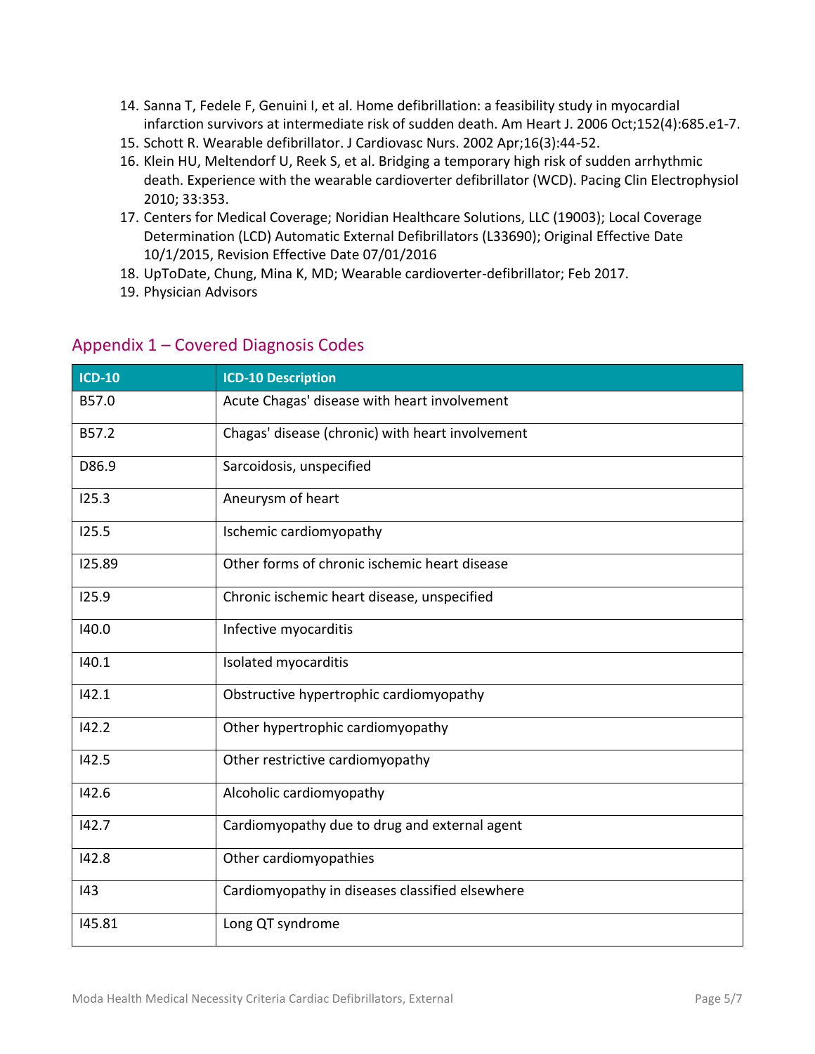14. Sanna T, Fedele F, Genuini I, et al. Home defibrillation: a feasibility study in myocardial infarction survivors at intermediate risk of sudden death. Am Heart J. 2006 Oct;152(4):685.e1-7.
15. Schott R. Wearable defibrillator. J Cardiovasc Nurs. 2002 Apr;16(3):44-52.
16. Klein HU, Meltendorf U, Reek S, et al. Bridging a temporary high risk of sudden arrhythmic death. Experience with the wearable cardioverter defibrillator (WCD). Pacing Clin Electrophysiol 2010; 33:353.
17. Centers for Medical Coverage; Noridian Healthcare Solutions, LLC (19003); Local Coverage Determination (LCD) Automatic External Defibrillators (L33690); Original Effective Date 10/1/2015, Revision Effective Date 07/01/2016
18. UpToDate, Chung, Mina K, MD; Wearable cardioverter-defibrillator; Feb 2017.
19. Physician Advisors

## Appendix 1 – Covered Diagnosis Codes

| ICD-10 | ICD-10 Description |
|---|---|
| B57.0 | Acute Chagas' disease with heart involvement |
| B57.2 | Chagas' disease (chronic) with heart involvement |
| D86.9 | Sarcoidosis, unspecified |
| I25.3 | Aneurysm of heart |
| I25.5 | Ischemic cardiomyopathy |
| I25.89 | Other forms of chronic ischemic heart disease |
| I25.9 | Chronic ischemic heart disease, unspecified |
| I40.0 | Infective myocarditis |
| I40.1 | Isolated myocarditis |
| I42.1 | Obstructive hypertrophic cardiomyopathy |
| I42.2 | Other hypertrophic cardiomyopathy |
| I42.5 | Other restrictive cardiomyopathy |
| I42.6 | Alcoholic cardiomyopathy |
| I42.7 | Cardiomyopathy due to drug and external agent |
| I42.8 | Other cardiomyopathies |
| I43 | Cardiomyopathy in diseases classified elsewhere |
| I45.81 | Long QT syndrome |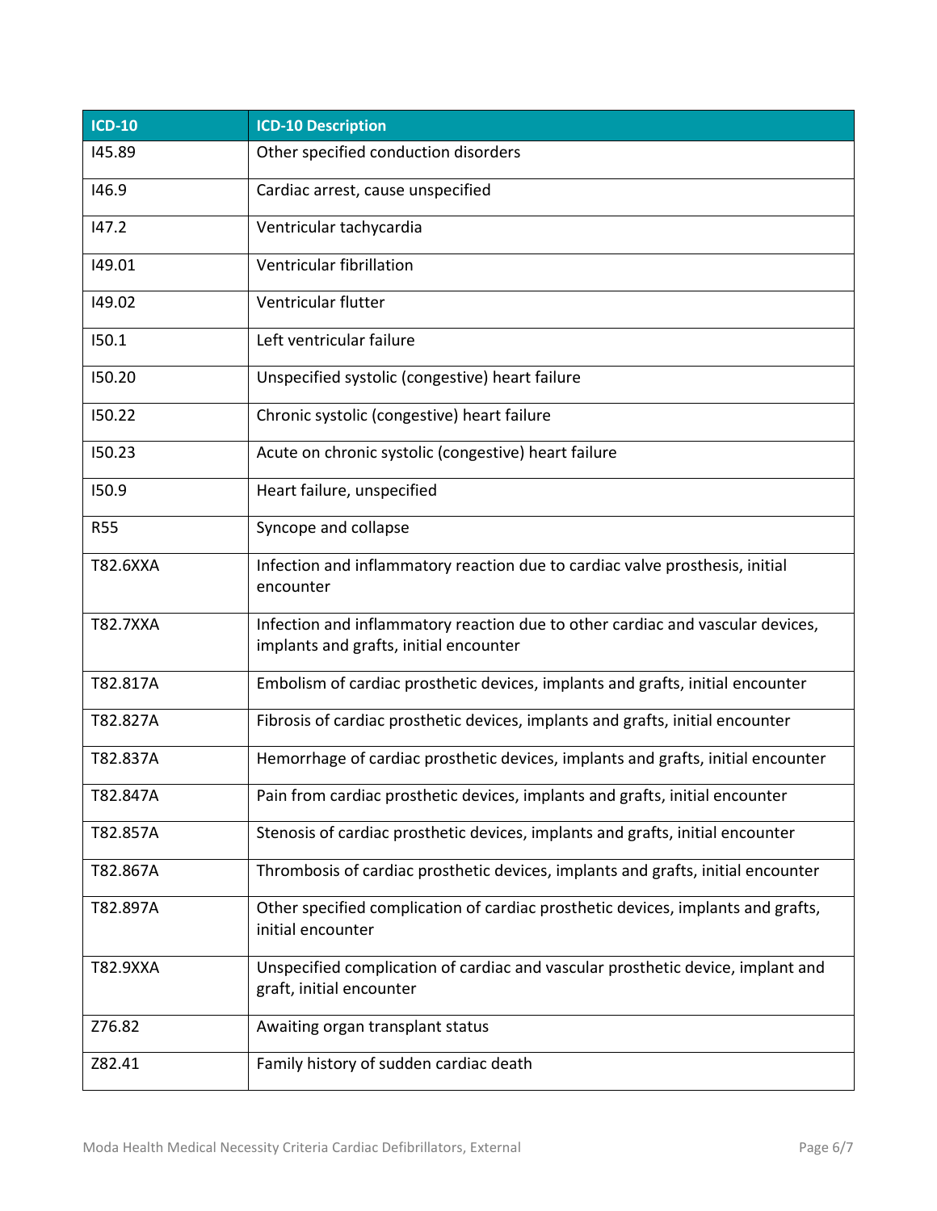| ICD-10 | ICD-10 Description |
| --- | --- |
| I45.89 | Other specified conduction disorders |
| I46.9 | Cardiac arrest, cause unspecified |
| I47.2 | Ventricular tachycardia |
| I49.01 | Ventricular fibrillation |
| I49.02 | Ventricular flutter |
| I50.1 | Left ventricular failure |
| I50.20 | Unspecified systolic (congestive) heart failure |
| I50.22 | Chronic systolic (congestive) heart failure |
| I50.23 | Acute on chronic systolic (congestive) heart failure |
| I50.9 | Heart failure, unspecified |
| R55 | Syncope and collapse |
| T82.6XXA | Infection and inflammatory reaction due to cardiac valve prosthesis, initial encounter |
| T82.7XXA | Infection and inflammatory reaction due to other cardiac and vascular devices, implants and grafts, initial encounter |
| T82.817A | Embolism of cardiac prosthetic devices, implants and grafts, initial encounter |
| T82.827A | Fibrosis of cardiac prosthetic devices, implants and grafts, initial encounter |
| T82.837A | Hemorrhage of cardiac prosthetic devices, implants and grafts, initial encounter |
| T82.847A | Pain from cardiac prosthetic devices, implants and grafts, initial encounter |
| T82.857A | Stenosis of cardiac prosthetic devices, implants and grafts, initial encounter |
| T82.867A | Thrombosis of cardiac prosthetic devices, implants and grafts, initial encounter |
| T82.897A | Other specified complication of cardiac prosthetic devices, implants and grafts, initial encounter |
| T82.9XXA | Unspecified complication of cardiac and vascular prosthetic device, implant and graft, initial encounter |
| Z76.82 | Awaiting organ transplant status |
| Z82.41 | Family history of sudden cardiac death |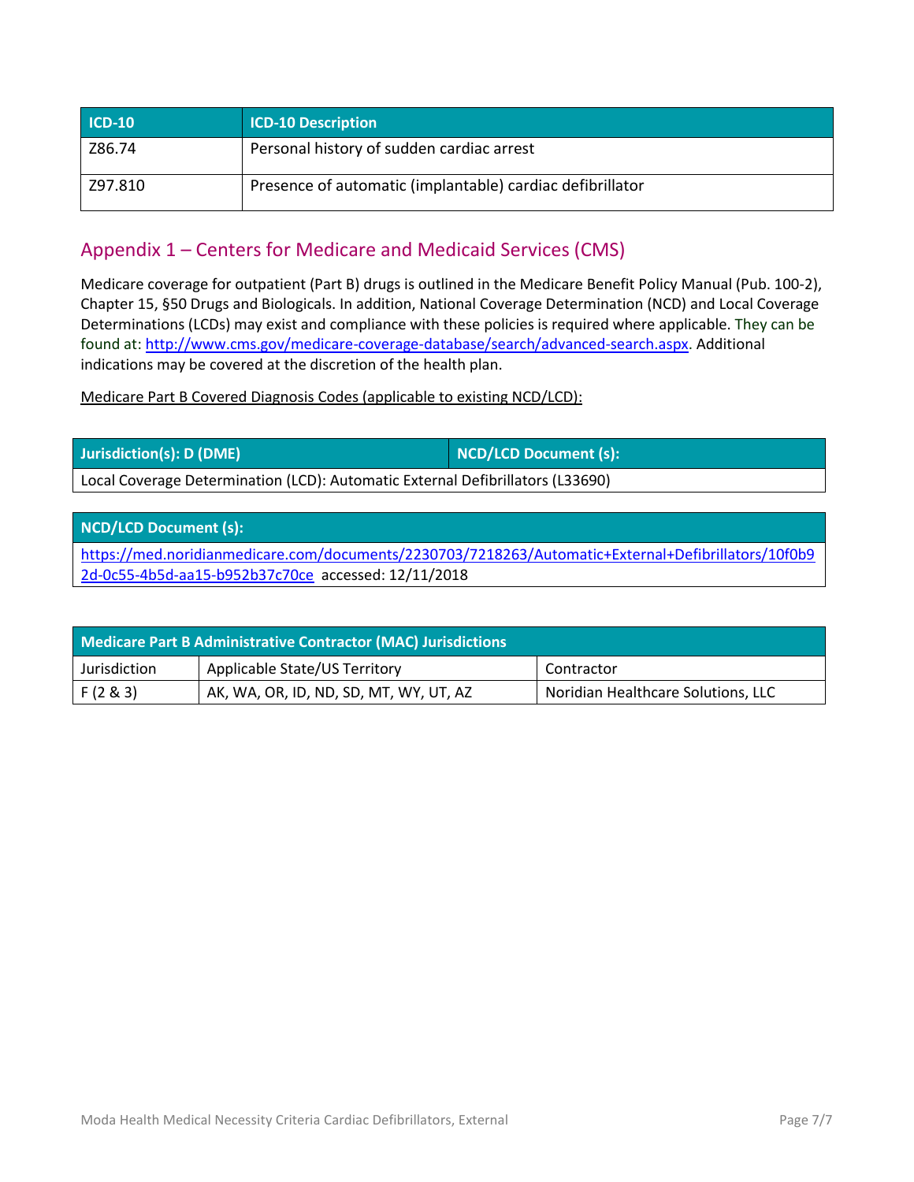| ICD-10 | ICD-10 Description |
|---|---|
| Z86.74 | Personal history of sudden cardiac arrest |
| Z97.810 | Presence of automatic (implantable) cardiac defibrillator |

## Appendix 1 – Centers for Medicare and Medicaid Services (CMS)

Medicare coverage for outpatient (Part B) drugs is outlined in the Medicare Benefit Policy Manual (Pub. 100-2), Chapter 15, §50 Drugs and Biologicals. In addition, National Coverage Determination (NCD) and Local Coverage Determinations (LCDs) may exist and compliance with these policies is required where applicable. They can be found at: http://www.cms.gov/medicare-coverage-database/search/advanced-search.aspx. Additional indications may be covered at the discretion of the health plan.

Medicare Part B Covered Diagnosis Codes (applicable to existing NCD/LCD):

| Jurisdiction(s): D (DME) | NCD/LCD Document (s): |
|---|---|
| Local Coverage Determination (LCD): Automatic External Defibrillators (L33690) | |

| NCD/LCD Document (s): |
|---|
| https://med.noridianmedicare.com/documents/2230703/7218263/Automatic+External+Defibrillators/10f0b92d-0c55-4b5d-aa15-b952b37c70ce accessed: 12/11/2018 |

| Medicare Part B Administrative Contractor (MAC) Jurisdictions | | |
|---|---|---|
| Jurisdiction | Applicable State/US Territory | Contractor |
| F (2 & 3) | AK, WA, OR, ID, ND, SD, MT, WY, UT, AZ | Noridian Healthcare Solutions, LLC |